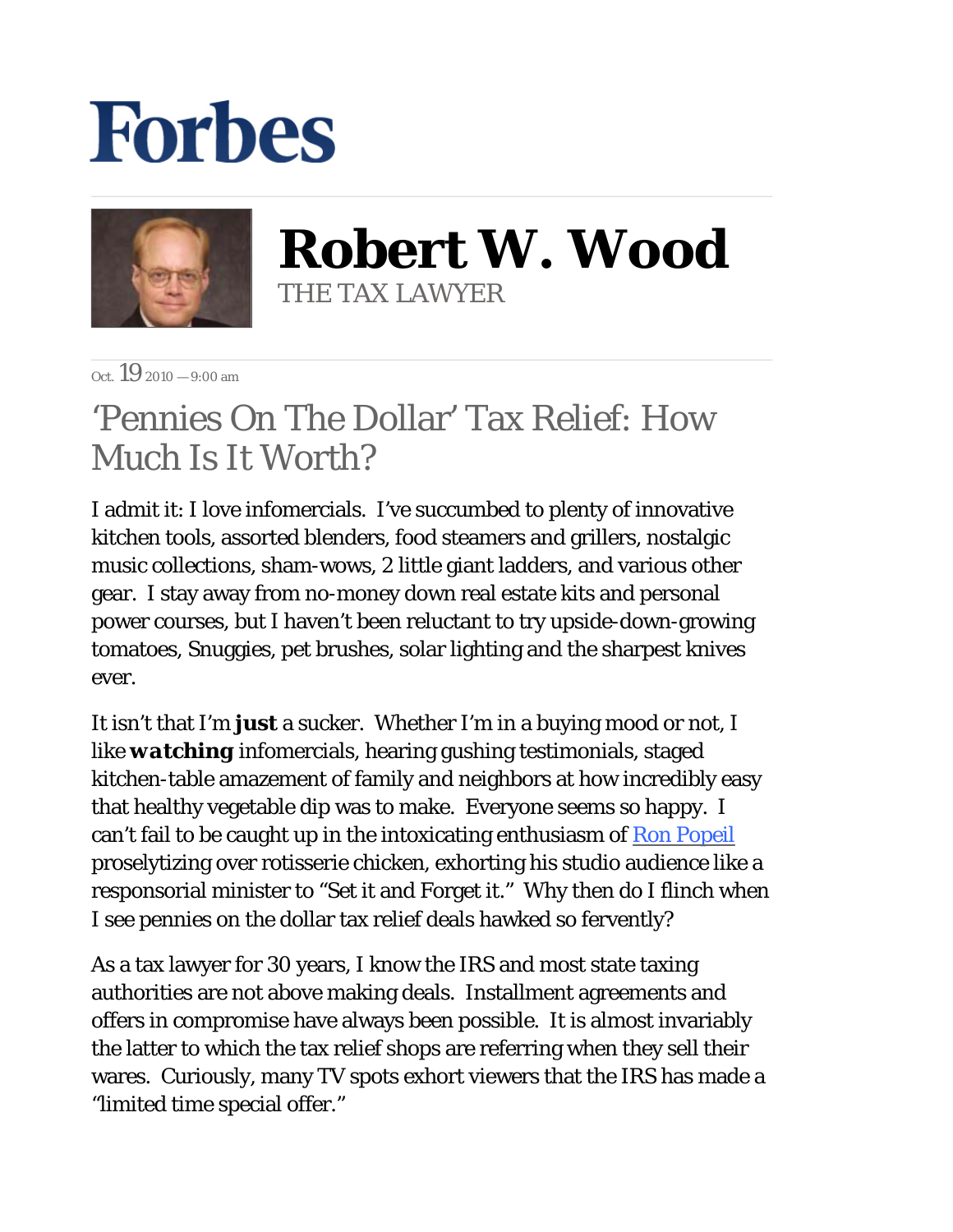# Forbes

## Robert W. Wood

THE TAX LAWYER

Oct. 19 2010 — 9:00 am

# 'Pennies On The Dollar' Tax Relief: How Much Is It Worth?

I admit it: I love infomercials. I've succumbed to plenty of innovative kitchen tools, assorted blenders, food steamers and grillers, nostalgic music collections, sham-wows, 2 little giant ladders, and various other gear. I stay away from no-money down real estate kits and personal power courses, but I haven't been reluctant to try upside-down-growing tomatoes, Snuggies, pet brushes, solar lighting and the sharpest knives ever.

It isn't that I'm ***just*** a sucker. Whether I'm in a buying mood or not, I like ***watching*** infomercials, hearing gushing testimonials, staged kitchen-table amazement of family and neighbors at how incredibly easy that healthy vegetable dip was to make. Everyone seems so happy. I can't fail to be caught up in the intoxicating enthusiasm of [Ron Popeil] proselytizing over rotisserie chicken, exhorting his studio audience like a responsorial minister to "Set it and Forget it." Why then do I flinch when I see pennies on the dollar tax relief deals hawked so fervently?

As a tax lawyer for 30 years, I know the IRS and most state taxing authorities are not above making deals. Installment agreements and offers in compromise have always been possible. It is almost invariably the latter to which the tax relief shops are referring when they sell their wares. Curiously, many TV spots exhort viewers that the IRS has made a "limited time special offer."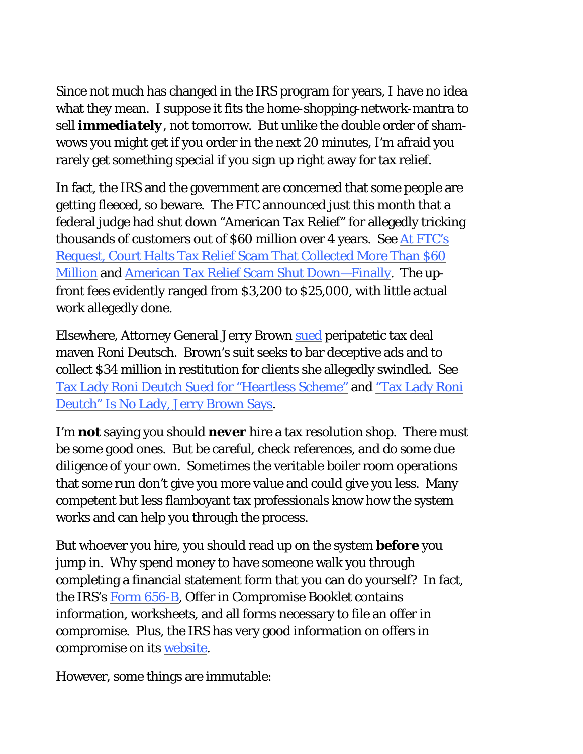Since not much has changed in the IRS program for years, I have no idea what they mean. I suppose it fits the home-shopping-network-mantra to sell ***immediately***, not tomorrow. But unlike the double order of sham-wows you might get if you order in the next 20 minutes, I'm afraid you rarely get something special if you sign up right away for tax relief.

In fact, the IRS and the government are concerned that some people are getting fleeced, so beware. The FTC announced just this month that a federal judge had shut down "American Tax Relief" for allegedly tricking thousands of customers out of $60 million over 4 years. See At FTC's Request, Court Halts Tax Relief Scam That Collected More Than $60 Million and American Tax Relief Scam Shut Down—Finally. The up-front fees evidently ranged from $3,200 to $25,000, with little actual work allegedly done.

Elsewhere, Attorney General Jerry Brown sued peripatetic tax deal maven Roni Deutsch. Brown's suit seeks to bar deceptive ads and to collect $34 million in restitution for clients she allegedly swindled. See Tax Lady Roni Deutch Sued for "Heartless Scheme" and "Tax Lady Roni Deutch" Is No Lady, Jerry Brown Says.

I'm **not** saying you should **never** hire a tax resolution shop. There must be some good ones. But be careful, check references, and do some due diligence of your own. Sometimes the veritable boiler room operations that some run don't give you more value and could give you less. Many competent but less flamboyant tax professionals know how the system works and can help you through the process.

But whoever you hire, you should read up on the system **before** you jump in. Why spend money to have someone walk you through completing a financial statement form that you can do yourself? In fact, the IRS's Form 656-B, Offer in Compromise Booklet contains information, worksheets, and all forms necessary to file an offer in compromise. Plus, the IRS has very good information on offers in compromise on its website.

However, some things are immutable: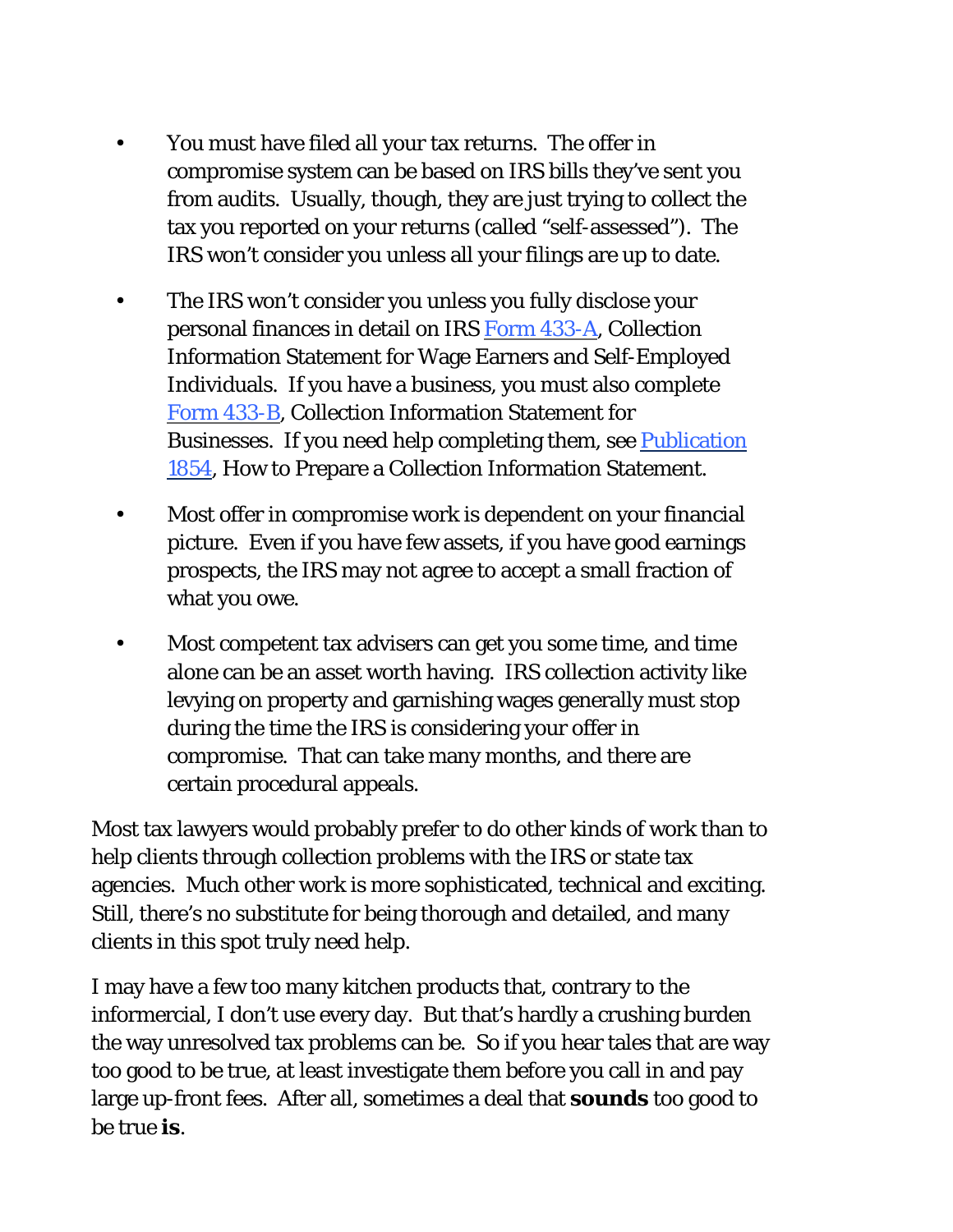- You must have filed all your tax returns. The offer in compromise system can be based on IRS bills they've sent you from audits. Usually, though, they are just trying to collect the tax you reported on your returns (called "self-assessed"). The IRS won't consider you unless all your filings are up to date.

- The IRS won't consider you unless you fully disclose your personal finances in detail on IRS Form 433-A, Collection Information Statement for Wage Earners and Self-Employed Individuals. If you have a business, you must also complete Form 433-B, Collection Information Statement for Businesses. If you need help completing them, see Publication 1854, How to Prepare a Collection Information Statement.

- Most offer in compromise work is dependent on your financial picture. Even if you have few assets, if you have good earnings prospects, the IRS may not agree to accept a small fraction of what you owe.

- Most competent tax advisers can get you some time, and time alone can be an asset worth having. IRS collection activity like levying on property and garnishing wages generally must stop during the time the IRS is considering your offer in compromise. That can take many months, and there are certain procedural appeals.

Most tax lawyers would probably prefer to do other kinds of work than to help clients through collection problems with the IRS or state tax agencies. Much other work is more sophisticated, technical and exciting. Still, there's no substitute for being thorough and detailed, and many clients in this spot truly need help.

I may have a few too many kitchen products that, contrary to the informercial, I don't use every day. But that's hardly a crushing burden the way unresolved tax problems can be. So if you hear tales that are way too good to be true, at least investigate them before you call in and pay large up-front fees. After all, sometimes a deal that **sounds** too good to be true **is**.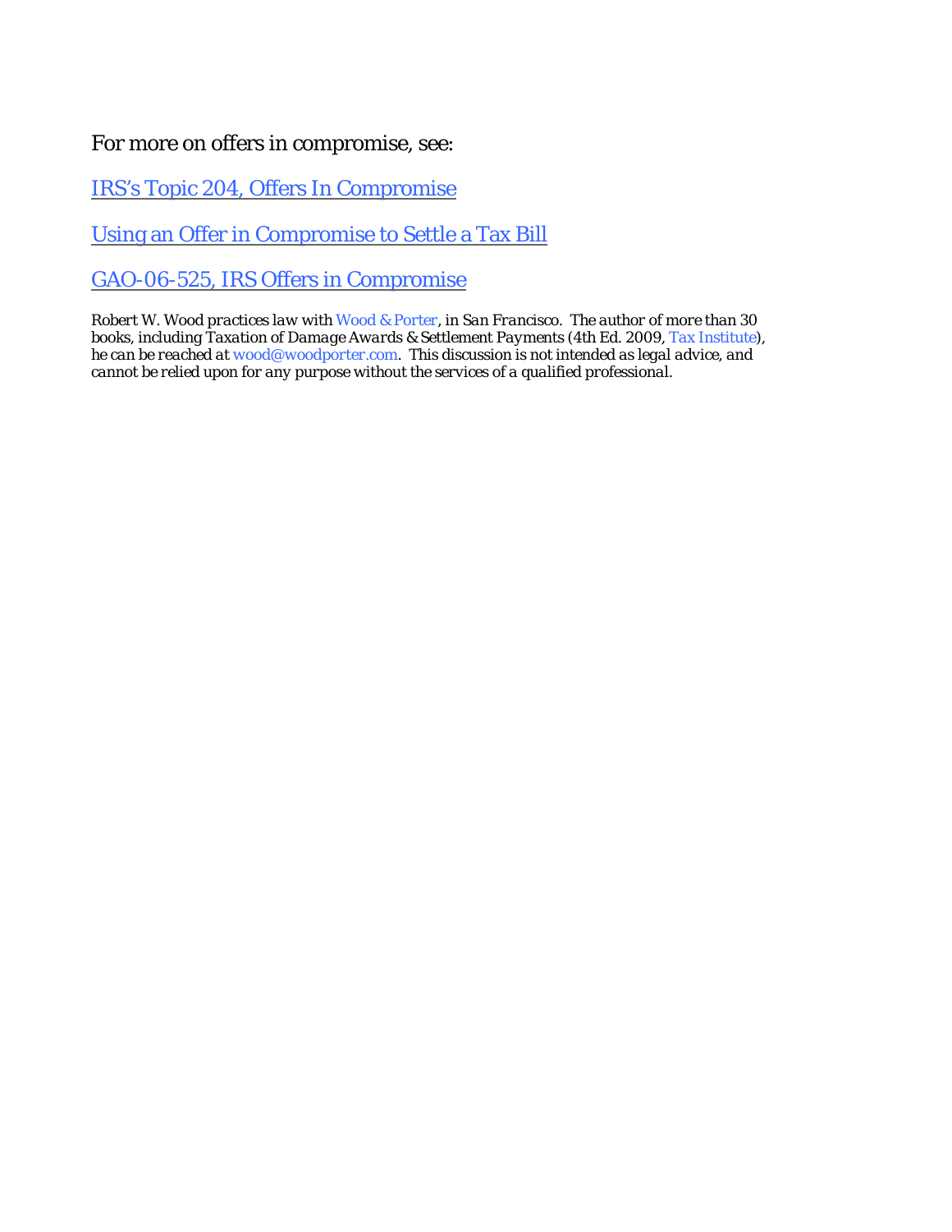For more on offers in compromise, see:

IRS's Topic 204, Offers In Compromise

Using an Offer in Compromise to Settle a Tax Bill

GAO-06-525, IRS Offers in Compromise

*Robert W. Wood practices law with Wood & Porter, in San Francisco. The author of more than 30 books, including Taxation of Damage Awards & Settlement Payments (4th Ed. 2009, Tax Institute), he can be reached at wood@woodporter.com. This discussion is not intended as legal advice, and cannot be relied upon for any purpose without the services of a qualified professional.*